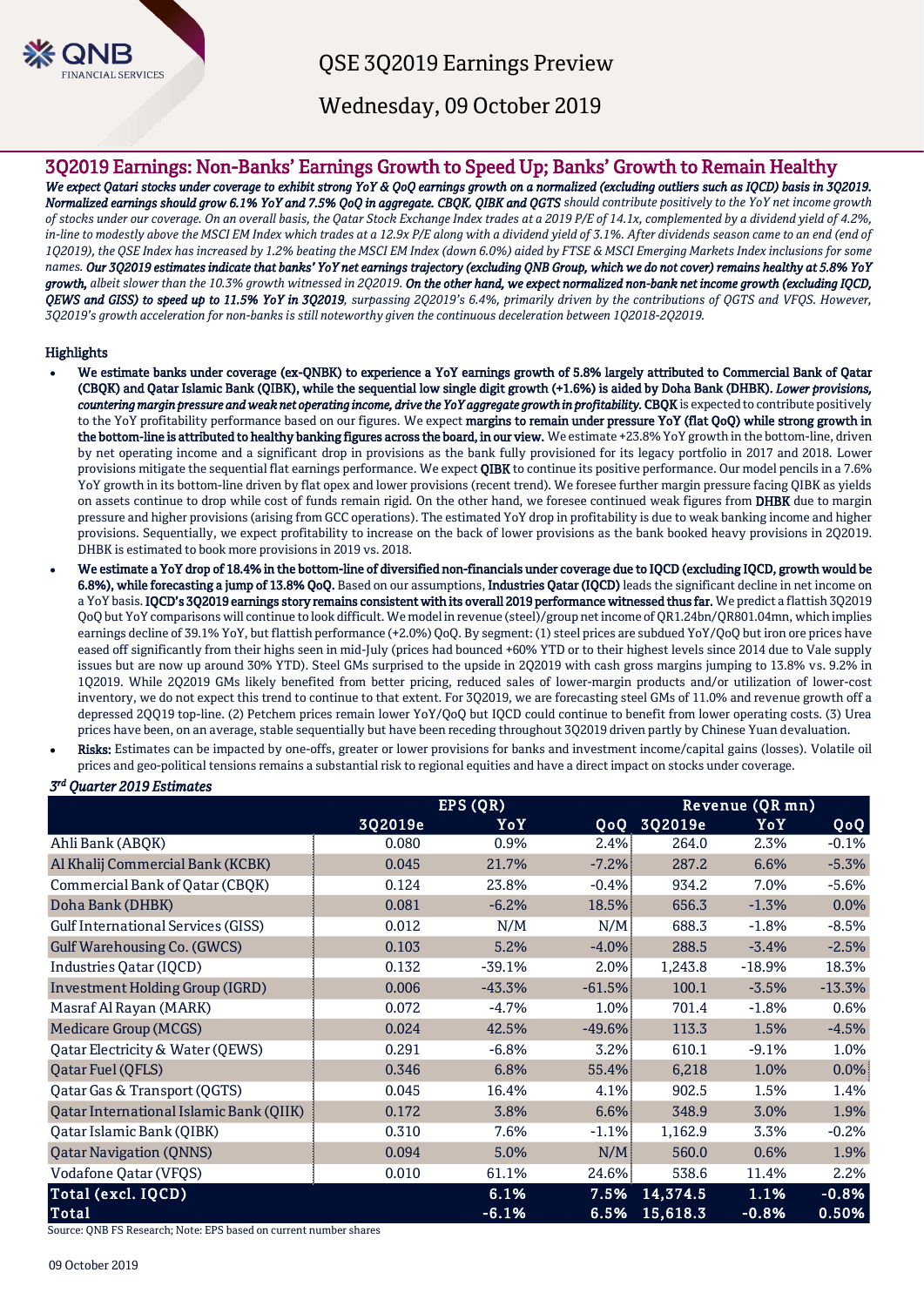# QSE 3Q2019 Earnings Preview

Wednesday, 09 October 2019

## 3Q2019 Earnings: Non-Banks' Earnings Growth to Speed Up; Banks' Growth to Remain Healthy

***We expect Qatari stocks under coverage to exhibit strong YoY & QoQ earnings growth on a normalized (excluding outliers such as IQCD) basis in 3Q2019. Normalized earnings should grow 6.1% YoY and 7.5% QoQ in aggregate. CBQK, QIBK and QGTS*** *should contribute positively to the YoY net income growth of stocks under our coverage. On an overall basis, the Qatar Stock Exchange Index trades at a 2019 P/E of 14.1x, complemented by a dividend yield of 4.2%, in-line to modestly above the MSCI EM Index which trades at a 12.9x P/E along with a dividend yield of 3.1%. After dividends season came to an end (end of 1Q2019), the QSE Index has increased by 1.2% beating the MSCI EM Index (down 6.0%) aided by FTSE & MSCI Emerging Markets Index inclusions for some names.* ***Our 3Q2019 estimates indicate that banks' YoY net earnings trajectory (excluding QNB Group, which we do not cover) remains healthy at 5.8% YoY growth,*** *albeit slower than the 10.3% growth witnessed in 2Q2019.* ***On the other hand, we expect normalized non-bank net income growth (excluding IQCD, QEWS and GISS) to speed up to 11.5% YoY in 3Q2019****, surpassing 2Q2019's 6.4%, primarily driven by the contributions of QGTS and VFQS. However, 3Q2019's growth acceleration for non-banks is still noteworthy given the continuous deceleration between 1Q2018-2Q2019.*

### Highlights

- **We estimate banks under coverage (ex-QNBK) to experience a YoY earnings growth of 5.8% largely attributed to Commercial Bank of Qatar (CBQK) and Qatar Islamic Bank (QIBK), while the sequential low single digit growth (+1.6%) is aided by Doha Bank (DHBK).** ***Lower provisions, countering margin pressure and weak net operating income, drive the YoY aggregate growth in profitability.*** **CBQK** is expected to contribute positively to the YoY profitability performance based on our figures. We expect **margins to remain under pressure YoY (flat QoQ) while strong growth in the bottom-line is attributed to healthy banking figures across the board, in our view.** We estimate +23.8% YoY growth in the bottom-line, driven by net operating income and a significant drop in provisions as the bank fully provisioned for its legacy portfolio in 2017 and 2018. Lower provisions mitigate the sequential flat earnings performance. We expect **QIBK** to continue its positive performance. Our model pencils in a 7.6% YoY growth in its bottom-line driven by flat opex and lower provisions (recent trend). We foresee further margin pressure facing QIBK as yields on assets continue to drop while cost of funds remain rigid. On the other hand, we foresee continued weak figures from **DHBK** due to margin pressure and higher provisions (arising from GCC operations). The estimated YoY drop in profitability is due to weak banking income and higher provisions. Sequentially, we expect profitability to increase on the back of lower provisions as the bank booked heavy provisions in 2Q2019. DHBK is estimated to book more provisions in 2019 vs. 2018.
- **We estimate a YoY drop of 18.4% in the bottom-line of diversified non-financials under coverage due to IQCD (excluding IQCD, growth would be 6.8%), while forecasting a jump of 13.8% QoQ.** Based on our assumptions, **Industries Qatar (IQCD)** leads the significant decline in net income on a YoY basis. **IQCD's 3Q2019 earnings story remains consistent with its overall 2019 performance witnessed thus far.** We predict a flattish 3Q2019 QoQ but YoY comparisons will continue to look difficult. We model in revenue (steel)/group net income of QR1.24bn/QR801.04mn, which implies earnings decline of 39.1% YoY, but flattish performance (+2.0%) QoQ. By segment: (1) steel prices are subdued YoY/QoQ but iron ore prices have eased off significantly from their highs seen in mid-July (prices had bounced +60% YTD or to their highest levels since 2014 due to Vale supply issues but are now up around 30% YTD). Steel GMs surprised to the upside in 2Q2019 with cash gross margins jumping to 13.8% vs. 9.2% in 1Q2019. While 2Q2019 GMs likely benefited from better pricing, reduced sales of lower-margin products and/or utilization of lower-cost inventory, we do not expect this trend to continue to that extent. For 3Q2019, we are forecasting steel GMs of 11.0% and revenue growth off a depressed 2QQ19 top-line. (2) Petchem prices remain lower YoY/QoQ but IQCD could continue to benefit from lower operating costs. (3) Urea prices have been, on an average, stable sequentially but have been receding throughout 3Q2019 driven partly by Chinese Yuan devaluation.
- **Risks:** Estimates can be impacted by one-offs, greater or lower provisions for banks and investment income/capital gains (losses). Volatile oil prices and geo-political tensions remains a substantial risk to regional equities and have a direct impact on stocks under coverage.

***3rd Quarter 2019 Estimates***

| | EPS (QR) | | | Revenue (QR mn) | | |
|---|---|---|---|---|---|---|
| | 3Q2019e | YoY | QoQ | 3Q2019e | YoY | QoQ |
| Ahli Bank (ABQK) | 0.080 | 0.9% | 2.4% | 264.0 | 2.3% | -0.1% |
| Al Khalij Commercial Bank (KCBK) | 0.045 | 21.7% | -7.2% | 287.2 | 6.6% | -5.3% |
| Commercial Bank of Qatar (CBQK) | 0.124 | 23.8% | -0.4% | 934.2 | 7.0% | -5.6% |
| Doha Bank (DHBK) | 0.081 | -6.2% | 18.5% | 656.3 | -1.3% | 0.0% |
| Gulf International Services (GISS) | 0.012 | N/M | N/M | 688.3 | -1.8% | -8.5% |
| Gulf Warehousing Co. (GWCS) | 0.103 | 5.2% | -4.0% | 288.5 | -3.4% | -2.5% |
| Industries Qatar (IQCD) | 0.132 | -39.1% | 2.0% | 1,243.8 | -18.9% | 18.3% |
| Investment Holding Group (IGRD) | 0.006 | -43.3% | -61.5% | 100.1 | -3.5% | -13.3% |
| Masraf Al Rayan (MARK) | 0.072 | -4.7% | 1.0% | 701.4 | -1.8% | 0.6% |
| Medicare Group (MCGS) | 0.024 | 42.5% | -49.6% | 113.3 | 1.5% | -4.5% |
| Qatar Electricity & Water (QEWS) | 0.291 | -6.8% | 3.2% | 610.1 | -9.1% | 1.0% |
| Qatar Fuel (QFLS) | 0.346 | 6.8% | 55.4% | 6,218 | 1.0% | 0.0% |
| Qatar Gas & Transport (QGTS) | 0.045 | 16.4% | 4.1% | 902.5 | 1.5% | 1.4% |
| Qatar International Islamic Bank (QIIK) | 0.172 | 3.8% | 6.6% | 348.9 | 3.0% | 1.9% |
| Qatar Islamic Bank (QIBK) | 0.310 | 7.6% | -1.1% | 1,162.9 | 3.3% | -0.2% |
| Qatar Navigation (QNNS) | 0.094 | 5.0% | N/M | 560.0 | 0.6% | 1.9% |
| Vodafone Qatar (VFQS) | 0.010 | 61.1% | 24.6% | 538.6 | 11.4% | 2.2% |
| **Total (excl. IQCD)** | | **6.1%** | **7.5%** | **14,374.5** | **1.1%** | **-0.8%** |
| **Total** | | **-6.1%** | **6.5%** | **15,618.3** | **-0.8%** | **0.50%** |

Source: QNB FS Research; Note: EPS based on current number shares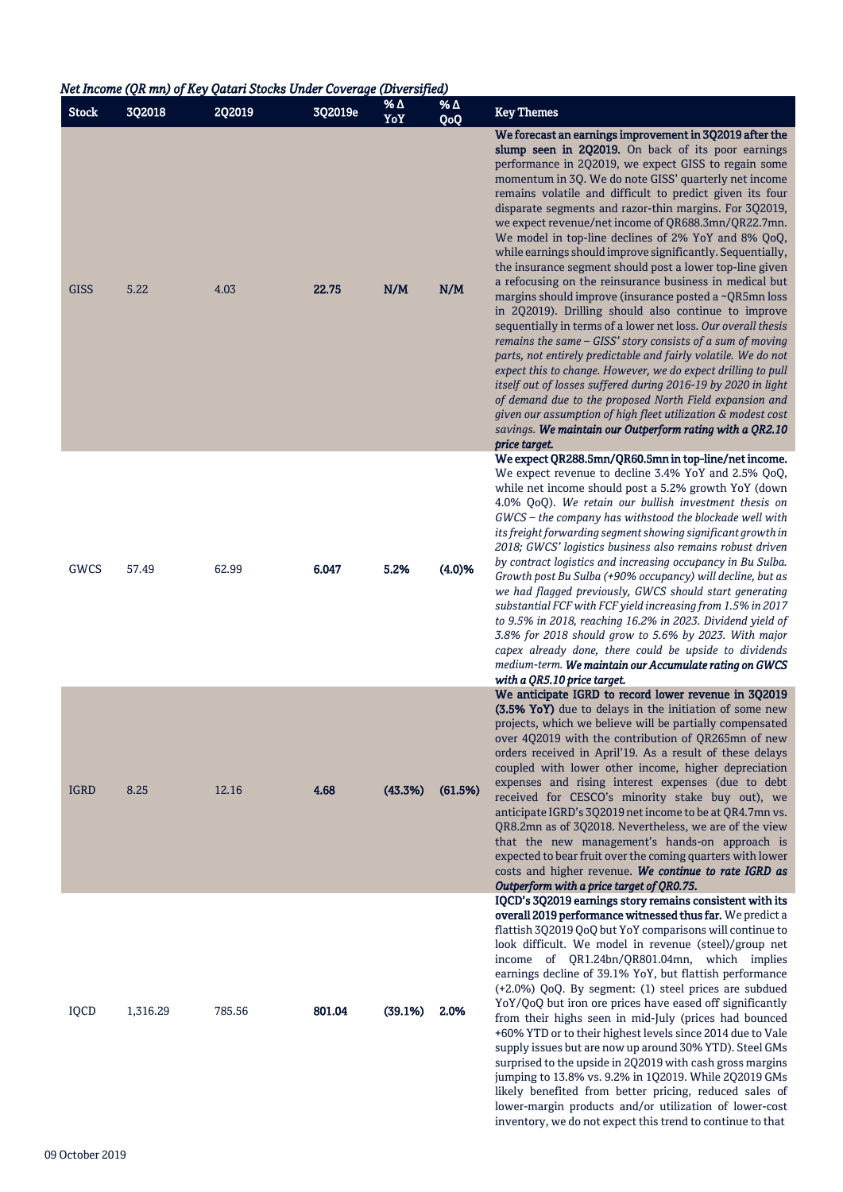*Net Income (QR mn) of Key Qatari Stocks Under Coverage (Diversified)*

| Stock | 3Q2018 | 2Q2019 | 3Q2019e | % Δ YoY | % Δ QoQ | Key Themes |
|---|---|---|---|---|---|---|
| GISS | 5.22 | 4.03 | **22.75** | **N/M** | **N/M** | **We forecast an earnings improvement in 3Q2019 after the slump seen in 2Q2019.** On back of its poor earnings performance in 2Q2019, we expect GISS to regain some momentum in 3Q. We do note GISS' quarterly net income remains volatile and difficult to predict given its four disparate segments and razor-thin margins. For 3Q2019, we expect revenue/net income of QR688.3mn/QR22.7mn. We model in top-line declines of 2% YoY and 8% QoQ, while earnings should improve significantly. Sequentially, the insurance segment should post a lower top-line given a refocusing on the reinsurance business in medical but margins should improve (insurance posted a ~QR5mn loss in 2Q2019). Drilling should also continue to improve sequentially in terms of a lower net loss. *Our overall thesis remains the same – GISS' story consists of a sum of moving parts, not entirely predictable and fairly volatile. We do not expect this to change. However, we do expect drilling to pull itself out of losses suffered during 2016-19 by 2020 in light of demand due to the proposed North Field expansion and given our assumption of high fleet utilization & modest cost savings.* ***We maintain our Outperform rating with a QR2.10 price target.*** |
| GWCS | 57.49 | 62.99 | **6.047** | **5.2%** | **(4.0)%** | **We expect QR288.5mn/QR60.5mn in top-line/net income.** We expect revenue to decline 3.4% YoY and 2.5% QoQ, while net income should post a 5.2% growth YoY (down 4.0% QoQ). *We retain our bullish investment thesis on GWCS – the company has withstood the blockade well with its freight forwarding segment showing significant growth in 2018; GWCS' logistics business also remains robust driven by contract logistics and increasing occupancy in Bu Sulba. Growth post Bu Sulba (+90% occupancy) will decline, but as we had flagged previously, GWCS should start generating substantial FCF with FCF yield increasing from 1.5% in 2017 to 9.5% in 2018, reaching 16.2% in 2023. Dividend yield of 3.8% for 2018 should grow to 5.6% by 2023. With major capex already done, there could be upside to dividends medium-term.* ***We maintain our Accumulate rating on GWCS with a QR5.10 price target.*** |
| IGRD | 8.25 | 12.16 | **4.68** | **(43.3%)** | **(61.5%)** | **We anticipate IGRD to record lower revenue in 3Q2019 (3.5% YoY)** due to delays in the initiation of some new projects, which we believe will be partially compensated over 4Q2019 with the contribution of QR265mn of new orders received in April'19. As a result of these delays coupled with lower other income, higher depreciation expenses and rising interest expenses (due to debt received for CESCO's minority stake buy out), we anticipate IGRD's 3Q2019 net income to be at QR4.7mn vs. QR8.2mn as of 3Q2018. Nevertheless, we are of the view that the new management's hands-on approach is expected to bear fruit over the coming quarters with lower costs and higher revenue. ***We continue to rate IGRD as Outperform with a price target of QR0.75.*** |
| IQCD | 1,316.29 | 785.56 | **801.04** | **(39.1%)** | **2.0%** | **IQCD's 3Q2019 earnings story remains consistent with its overall 2019 performance witnessed thus far.** We predict a flattish 3Q2019 QoQ but YoY comparisons will continue to look difficult. We model in revenue (steel)/group net income of QR1.24bn/QR801.04mn, which implies earnings decline of 39.1% YoY, but flattish performance (+2.0%) QoQ. By segment: (1) steel prices are subdued YoY/QoQ but iron ore prices have eased off significantly from their highs seen in mid-July (prices had bounced +60% YTD or to their highest levels since 2014 due to Vale supply issues but are now up around 30% YTD). Steel GMs surprised to the upside in 2Q2019 with cash gross margins jumping to 13.8% vs. 9.2% in 1Q2019. While 2Q2019 GMs likely benefited from better pricing, reduced sales of lower-margin products and/or utilization of lower-cost inventory, we do not expect this trend to continue to that |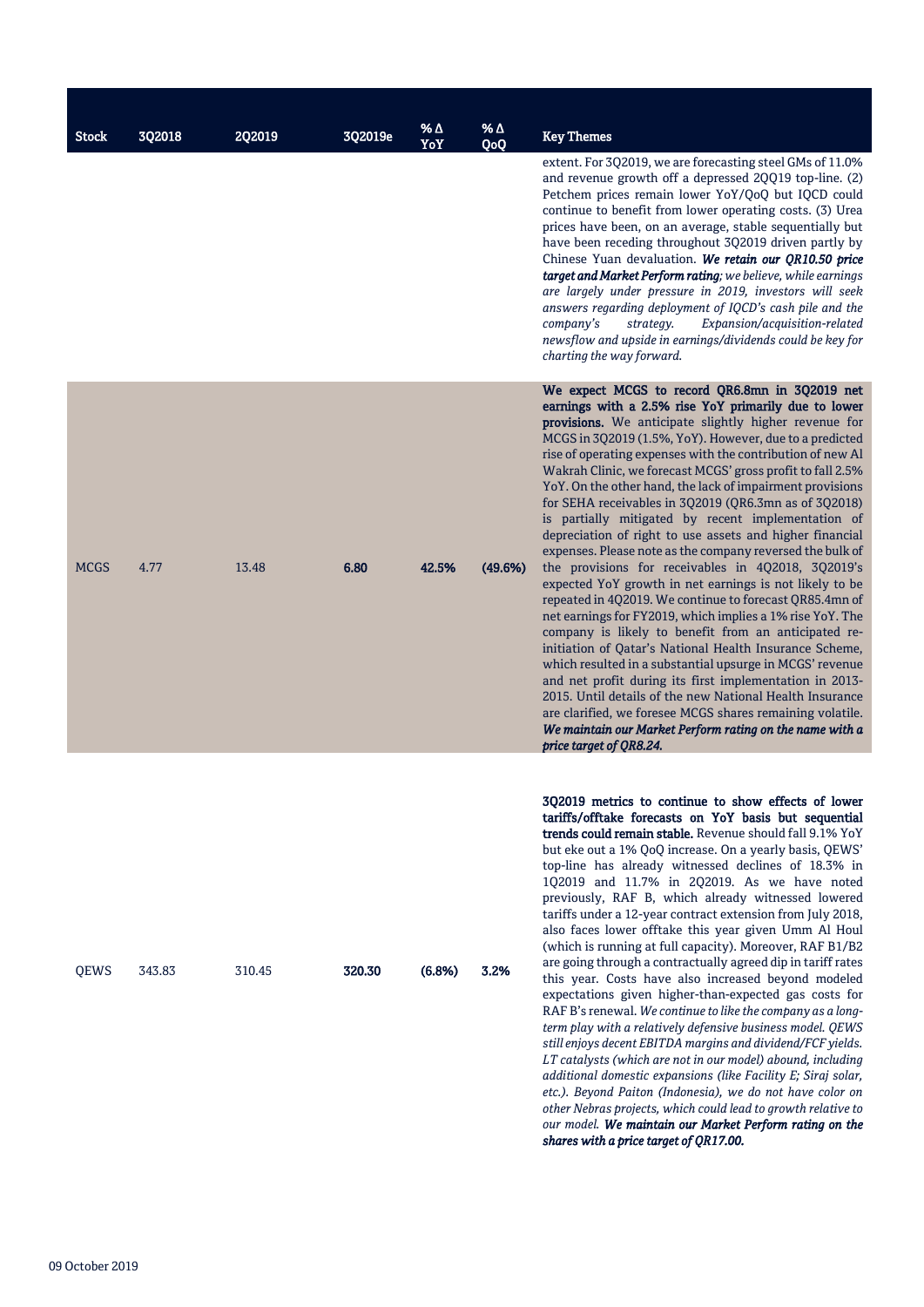| Stock | 3Q2018 | 2Q2019 | 3Q2019e | % Δ YoY | % Δ QoQ | Key Themes |
|---|---|---|---|---|---|---|
| | | | | | | extent. For 3Q2019, we are forecasting steel GMs of 11.0% and revenue growth off a depressed 2QQ19 top-line. (2) Petchem prices remain lower YoY/QoQ but IQCD could continue to benefit from lower operating costs. (3) Urea prices have been, on an average, stable sequentially but have been receding throughout 3Q2019 driven partly by Chinese Yuan devaluation. ***We retain our QR10.50 price target and Market Perform rating****; we believe, while earnings are largely under pressure in 2019, investors will seek answers regarding deployment of IQCD's cash pile and the company's strategy. Expansion/acquisition-related newsflow and upside in earnings/dividends could be key for charting the way forward.* |
| MCGS | 4.77 | 13.48 | **6.80** | **42.5%** | **(49.6%)** | **We expect MCGS to record QR6.8mn in 3Q2019 net earnings with a 2.5% rise YoY primarily due to lower provisions.** We anticipate slightly higher revenue for MCGS in 3Q2019 (1.5%, YoY). However, due to a predicted rise of operating expenses with the contribution of new Al Wakrah Clinic, we forecast MCGS' gross profit to fall 2.5% YoY. On the other hand, the lack of impairment provisions for SEHA receivables in 3Q2019 (QR6.3mn as of 3Q2018) is partially mitigated by recent implementation of depreciation of right to use assets and higher financial expenses. Please note as the company reversed the bulk of the provisions for receivables in 4Q2018, 3Q2019's expected YoY growth in net earnings is not likely to be repeated in 4Q2019. We continue to forecast QR85.4mn of net earnings for FY2019, which implies a 1% rise YoY. The company is likely to benefit from an anticipated re-initiation of Qatar's National Health Insurance Scheme, which resulted in a substantial upsurge in MCGS' revenue and net profit during its first implementation in 2013-2015. Until details of the new National Health Insurance are clarified, we foresee MCGS shares remaining volatile. ***We maintain our Market Perform rating on the name with a price target of QR8.24.*** |
| QEWS | 343.83 | 310.45 | **320.30** | **(6.8%)** | **3.2%** | **3Q2019 metrics to continue to show effects of lower tariffs/offtake forecasts on YoY basis but sequential trends could remain stable.** Revenue should fall 9.1% YoY but eke out a 1% QoQ increase. On a yearly basis, QEWS' top-line has already witnessed declines of 18.3% in 1Q2019 and 11.7% in 2Q2019. As we have noted previously, RAF B, which already witnessed lowered tariffs under a 12-year contract extension from July 2018, also faces lower offtake this year given Umm Al Houl (which is running at full capacity). Moreover, RAF B1/B2 are going through a contractually agreed dip in tariff rates this year. Costs have also increased beyond modeled expectations given higher-than-expected gas costs for RAF B's renewal. *We continue to like the company as a long-term play with a relatively defensive business model. QEWS still enjoys decent EBITDA margins and dividend/FCF yields. LT catalysts (which are not in our model) abound, including additional domestic expansions (like Facility E; Siraj solar, etc.). Beyond Paiton (Indonesia), we do not have color on other Nebras projects, which could lead to growth relative to our model.* ***We maintain our Market Perform rating on the shares with a price target of QR17.00.*** |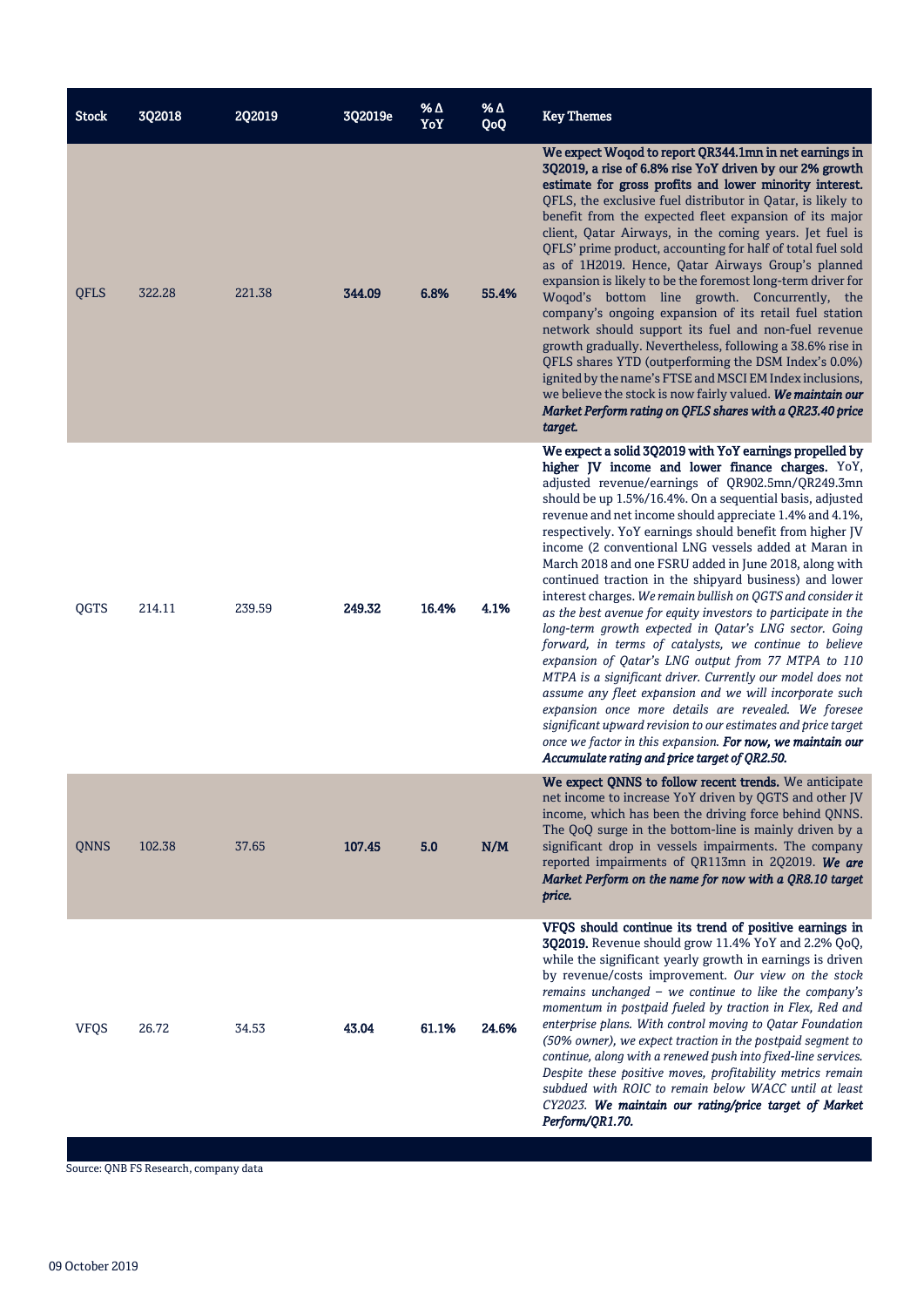| Stock | 3Q2018 | 2Q2019 | 3Q2019e | % Δ YoY | % Δ QoQ | Key Themes |
|---|---|---|---|---|---|---|
| QFLS | 322.28 | 221.38 | **344.09** | **6.8%** | **55.4%** | **We expect Woqod to report QR344.1mn in net earnings in 3Q2019, a rise of 6.8% rise YoY driven by our 2% growth estimate for gross profits and lower minority interest.** QFLS, the exclusive fuel distributor in Qatar, is likely to benefit from the expected fleet expansion of its major client, Qatar Airways, in the coming years. Jet fuel is QFLS' prime product, accounting for half of total fuel sold as of 1H2019. Hence, Qatar Airways Group's planned expansion is likely to be the foremost long-term driver for Woqod's bottom line growth. Concurrently, the company's ongoing expansion of its retail fuel station network should support its fuel and non-fuel revenue growth gradually. Nevertheless, following a 38.6% rise in QFLS shares YTD (outperforming the DSM Index's 0.0%) ignited by the name's FTSE and MSCI EM Index inclusions, we believe the stock is now fairly valued. ***We maintain our Market Perform rating on QFLS shares with a QR23.40 price target.*** |
| QGTS | 214.11 | 239.59 | **249.32** | **16.4%** | **4.1%** | **We expect a solid 3Q2019 with YoY earnings propelled by higher JV income and lower finance charges.** YoY, adjusted revenue/earnings of QR902.5mn/QR249.3mn should be up 1.5%/16.4%. On a sequential basis, adjusted revenue and net income should appreciate 1.4% and 4.1%, respectively. YoY earnings should benefit from higher JV income (2 conventional LNG vessels added at Maran in March 2018 and one FSRU added in June 2018, along with continued traction in the shipyard business) and lower interest charges. *We remain bullish on QGTS and consider it as the best avenue for equity investors to participate in the long-term growth expected in Qatar's LNG sector. Going forward, in terms of catalysts, we continue to believe expansion of Qatar's LNG output from 77 MTPA to 110 MTPA is a significant driver. Currently our model does not assume any fleet expansion and we will incorporate such expansion once more details are revealed. We foresee significant upward revision to our estimates and price target once we factor in this expansion.* ***For now, we maintain our Accumulate rating and price target of QR2.50.*** |
| QNNS | 102.38 | 37.65 | **107.45** | **5.0** | **N/M** | **We expect QNNS to follow recent trends.** We anticipate net income to increase YoY driven by QGTS and other JV income, which has been the driving force behind QNNS. The QoQ surge in the bottom-line is mainly driven by a significant drop in vessels impairments. The company reported impairments of QR113mn in 2Q2019. ***We are Market Perform on the name for now with a QR8.10 target price.*** |
| VFQS | 26.72 | 34.53 | **43.04** | **61.1%** | **24.6%** | **VFQS should continue its trend of positive earnings in 3Q2019.** Revenue should grow 11.4% YoY and 2.2% QoQ, while the significant yearly growth in earnings is driven by revenue/costs improvement. *Our view on the stock remains unchanged – we continue to like the company's momentum in postpaid fueled by traction in Flex, Red and enterprise plans. With control moving to Qatar Foundation (50% owner), we expect traction in the postpaid segment to continue, along with a renewed push into fixed-line services. Despite these positive moves, profitability metrics remain subdued with ROIC to remain below WACC until at least CY2023.* ***We maintain our rating/price target of Market Perform/QR1.70.*** |

Source: QNB FS Research, company data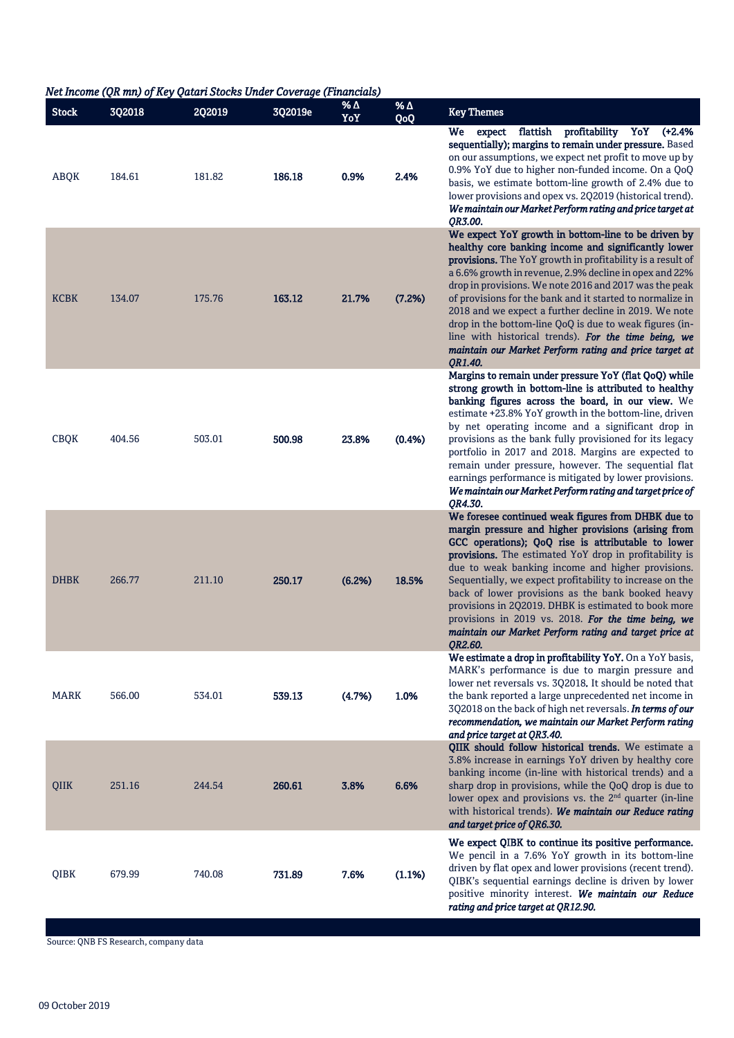*Net Income (QR mn) of Key Qatari Stocks Under Coverage (Financials)*

| Stock | 3Q2018 | 2Q2019 | 3Q2019e | % Δ YoY | % Δ QoQ | Key Themes |
|---|---|---|---|---|---|---|
| ABQK | 184.61 | 181.82 | **186.18** | **0.9%** | **2.4%** | **We expect flattish profitability YoY (+2.4% sequentially); margins to remain under pressure.** Based on our assumptions, we expect net profit to move up by 0.9% YoY due to higher non-funded income. On a QoQ basis, we estimate bottom-line growth of 2.4% due to lower provisions and opex vs. 2Q2019 (historical trend). ***We maintain our Market Perform rating and price target at QR3.00.*** |
| KCBK | 134.07 | 175.76 | **163.12** | **21.7%** | **(7.2%)** | **We expect YoY growth in bottom-line to be driven by healthy core banking income and significantly lower provisions.** The YoY growth in profitability is a result of a 6.6% growth in revenue, 2.9% decline in opex and 22% drop in provisions. We note 2016 and 2017 was the peak of provisions for the bank and it started to normalize in 2018 and we expect a further decline in 2019. We note drop in the bottom-line QoQ is due to weak figures (in-line with historical trends). ***For the time being, we maintain our Market Perform rating and price target at QR1.40.*** |
| CBQK | 404.56 | 503.01 | **500.98** | **23.8%** | **(0.4%)** | **Margins to remain under pressure YoY (flat QoQ) while strong growth in bottom-line is attributed to healthy banking figures across the board, in our view.** We estimate +23.8% YoY growth in the bottom-line, driven by net operating income and a significant drop in provisions as the bank fully provisioned for its legacy portfolio in 2017 and 2018. Margins are expected to remain under pressure, however. The sequential flat earnings performance is mitigated by lower provisions. ***We maintain our Market Perform rating and target price of QR4.30.*** |
| DHBK | 266.77 | 211.10 | **250.17** | **(6.2%)** | **18.5%** | **We foresee continued weak figures from DHBK due to margin pressure and higher provisions (arising from GCC operations); QoQ rise is attributable to lower provisions.** The estimated YoY drop in profitability is due to weak banking income and higher provisions. Sequentially, we expect profitability to increase on the back of lower provisions as the bank booked heavy provisions in 2Q2019. DHBK is estimated to book more provisions in 2019 vs. 2018. ***For the time being, we maintain our Market Perform rating and target price at QR2.60.*** |
| MARK | 566.00 | 534.01 | **539.13** | **(4.7%)** | **1.0%** | **We estimate a drop in profitability YoY.** On a YoY basis, MARK's performance is due to margin pressure and lower net reversals vs. 3Q2018. It should be noted that the bank reported a large unprecedented net income in 3Q2018 on the back of high net reversals. ***In terms of our recommendation, we maintain our Market Perform rating and price target at QR3.40.*** |
| QIIK | 251.16 | 244.54 | **260.61** | **3.8%** | **6.6%** | **QIIK should follow historical trends.** We estimate a 3.8% increase in earnings YoY driven by healthy core banking income (in-line with historical trends) and a sharp drop in provisions, while the QoQ drop is due to lower opex and provisions vs. the 2nd quarter (in-line with historical trends). ***We maintain our Reduce rating and target price of QR6.30.*** |
| QIBK | 679.99 | 740.08 | **731.89** | **7.6%** | **(1.1%)** | **We expect QIBK to continue its positive performance.** We pencil in a 7.6% YoY growth in its bottom-line driven by flat opex and lower provisions (recent trend). QIBK's sequential earnings decline is driven by lower positive minority interest. ***We maintain our Reduce rating and price target at QR12.90.*** |

Source: QNB FS Research, company data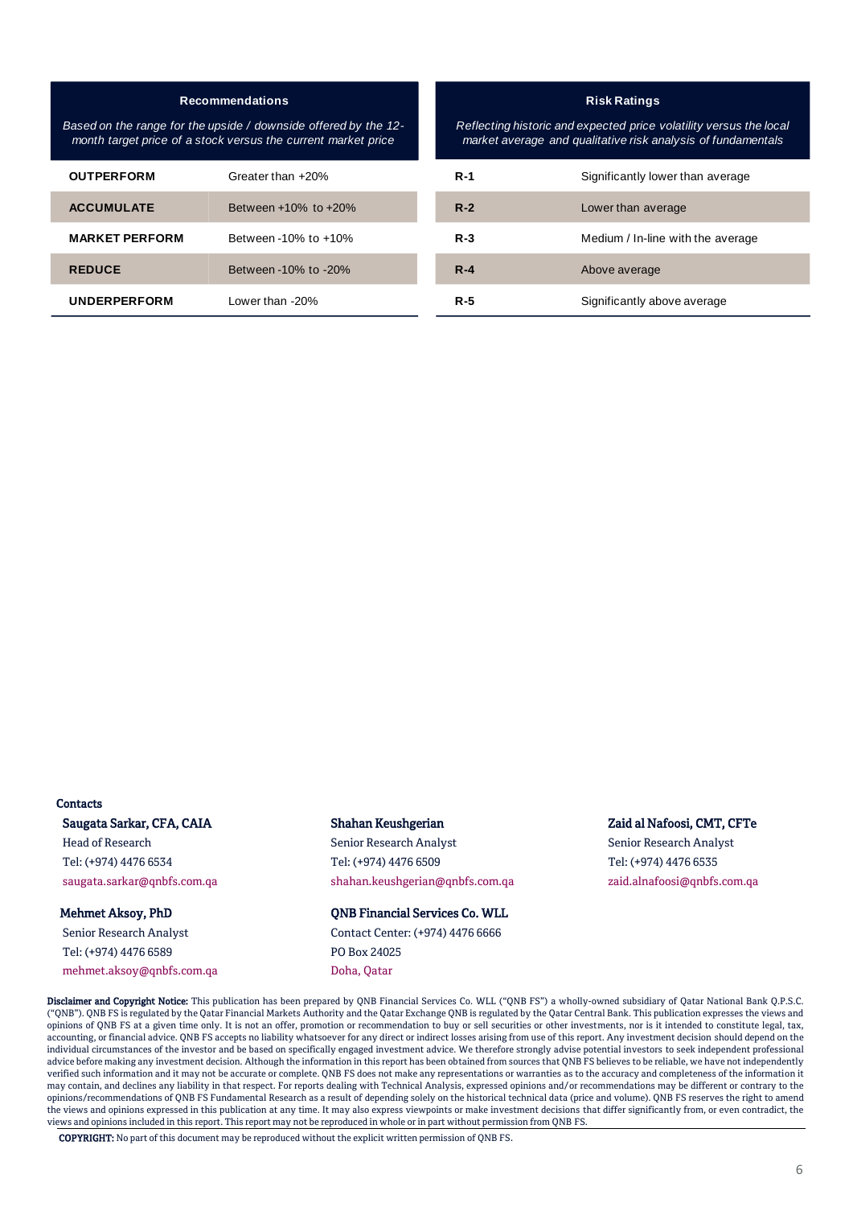| Recommendations | |
|---|---|
| *Based on the range for the upside / downside offered by the 12-month target price of a stock versus the current market price* | |
| **OUTPERFORM** | Greater than +20% |
| **ACCUMULATE** | Between +10% to +20% |
| **MARKET PERFORM** | Between -10% to +10% |
| **REDUCE** | Between -10% to -20% |
| **UNDERPERFORM** | Lower than -20% |

| Risk Ratings | |
|---|---|
| *Reflecting historic and expected price volatility versus the local market average and qualitative risk analysis of fundamentals* | |
| **R-1** | Significantly lower than average |
| **R-2** | Lower than average |
| **R-3** | Medium / In-line with the average |
| **R-4** | Above average |
| **R-5** | Significantly above average |

**Contacts**

**Saugata Sarkar, CFA, CAIA**
Head of Research
Tel: (+974) 4476 6534
saugata.sarkar@qnbfs.com.qa

**Shahan Keushgerian**
Senior Research Analyst
Tel: (+974) 4476 6509
shahan.keushgerian@qnbfs.com.qa

**Zaid al Nafoosi, CMT, CFTe**
Senior Research Analyst
Tel: (+974) 4476 6535
zaid.alnafoosi@qnbfs.com.qa

**Mehmet Aksoy, PhD**
Senior Research Analyst
Tel: (+974) 4476 6589
mehmet.aksoy@qnbfs.com.qa

**QNB Financial Services Co. WLL**
Contact Center: (+974) 4476 6666
PO Box 24025
Doha, Qatar

**Disclaimer and Copyright Notice:** This publication has been prepared by QNB Financial Services Co. WLL ("QNB FS") a wholly-owned subsidiary of Qatar National Bank Q.P.S.C. ("QNB"). QNB FS is regulated by the Qatar Financial Markets Authority and the Qatar Exchange QNB is regulated by the Qatar Central Bank. This publication expresses the views and opinions of QNB FS at a given time only. It is not an offer, promotion or recommendation to buy or sell securities or other investments, nor is it intended to constitute legal, tax, accounting, or financial advice. QNB FS accepts no liability whatsoever for any direct or indirect losses arising from use of this report. Any investment decision should depend on the individual circumstances of the investor and be based on specifically engaged investment advice. We therefore strongly advise potential investors to seek independent professional advice before making any investment decision. Although the information in this report has been obtained from sources that QNB FS believes to be reliable, we have not independently verified such information and it may not be accurate or complete. QNB FS does not make any representations or warranties as to the accuracy and completeness of the information it may contain, and declines any liability in that respect. For reports dealing with Technical Analysis, expressed opinions and/or recommendations may be different or contrary to the opinions/recommendations of QNB FS Fundamental Research as a result of depending solely on the historical technical data (price and volume). QNB FS reserves the right to amend the views and opinions expressed in this publication at any time. It may also express viewpoints or make investment decisions that differ significantly from, or even contradict, the views and opinions included in this report. This report may not be reproduced in whole or in part without permission from QNB FS.

**COPYRIGHT:** No part of this document may be reproduced without the explicit written permission of QNB FS.